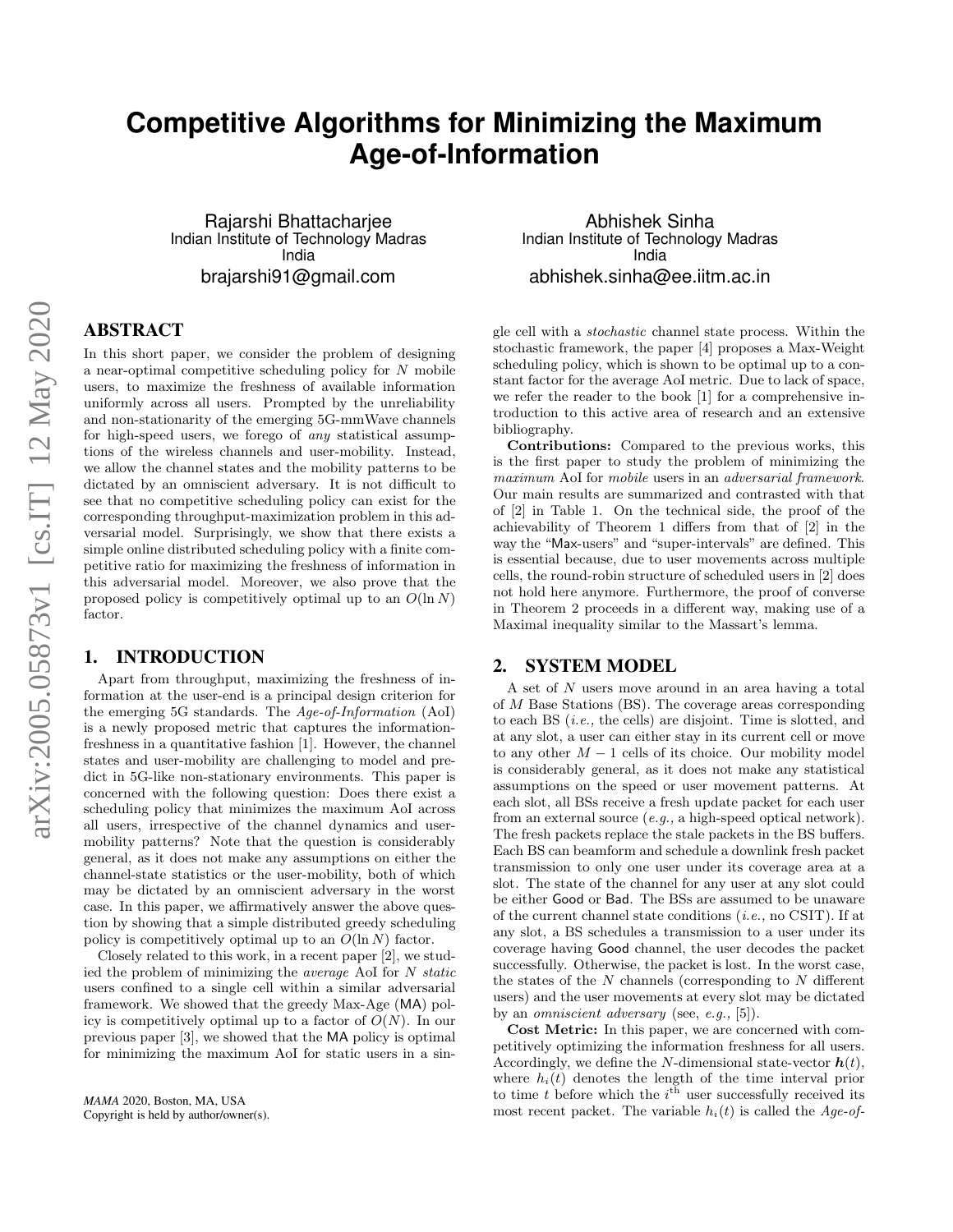# Competitive Algorithms for Minimizing the Maximum Age-of-Information

Rajarshi Bhattacharjee
Indian Institute of Technology Madras
India
brajarshi91@gmail.com

Abhishek Sinha
Indian Institute of Technology Madras
India
abhishek.sinha@ee.iitm.ac.in

## ABSTRACT

In this short paper, we consider the problem of designing a near-optimal competitive scheduling policy for $N$ mobile users, to maximize the freshness of available information uniformly across all users. Prompted by the unreliability and non-stationarity of the emerging 5G-mmWave channels for high-speed users, we forego of *any* statistical assumptions of the wireless channels and user-mobility. Instead, we allow the channel states and the mobility patterns to be dictated by an omniscient adversary. It is not difficult to see that no competitive scheduling policy can exist for the corresponding throughput-maximization problem in this adversarial model. Surprisingly, we show that there exists a simple online distributed scheduling policy with a finite competitive ratio for maximizing the freshness of information in this adversarial model. Moreover, we also prove that the proposed policy is competitively optimal up to an $O(\ln N)$ factor.

## 1. INTRODUCTION

Apart from throughput, maximizing the freshness of information at the user-end is a principal design criterion for the emerging 5G standards. The *Age-of-Information* (AoI) is a newly proposed metric that captures the information-freshness in a quantitative fashion [1]. However, the channel states and user-mobility are challenging to model and predict in 5G-like non-stationary environments. This paper is concerned with the following question: Does there exist a scheduling policy that minimizes the maximum AoI across all users, irrespective of the channel dynamics and user-mobility patterns? Note that the question is considerably general, as it does not make any assumptions on either the channel-state statistics or the user-mobility, both of which may be dictated by an omniscient adversary in the worst case. In this paper, we affirmatively answer the above question by showing that a simple distributed greedy scheduling policy is competitively optimal up to an $O(\ln N)$ factor.

Closely related to this work, in a recent paper [2], we studied the problem of minimizing the *average* AoI for $N$ *static* users confined to a single cell within a similar adversarial framework. We showed that the greedy Max-Age (MA) policy is competitively optimal up to a factor of $O(N)$. In our previous paper [3], we showed that the MA policy is optimal for minimizing the maximum AoI for static users in a single cell with a *stochastic* channel state process. Within the stochastic framework, the paper [4] proposes a Max-Weight scheduling policy, which is shown to be optimal up to a constant factor for the average AoI metric. Due to lack of space, we refer the reader to the book [1] for a comprehensive introduction to this active area of research and an extensive bibliography.

**Contributions:** Compared to the previous works, this is the first paper to study the problem of minimizing the *maximum* AoI for *mobile* users in an *adversarial framework*. Our main results are summarized and contrasted with that of [2] in Table 1. On the technical side, the proof of the achievability of Theorem 1 differs from that of [2] in the way the "Max-users" and "super-intervals" are defined. This is essential because, due to user movements across multiple cells, the round-robin structure of scheduled users in [2] does not hold here anymore. Furthermore, the proof of converse in Theorem 2 proceeds in a different way, making use of a Maximal inequality similar to the Massart's lemma.

## 2. SYSTEM MODEL

A set of $N$ users move around in an area having a total of $M$ Base Stations (BS). The coverage areas corresponding to each BS (*i.e.,* the cells) are disjoint. Time is slotted, and at any slot, a user can either stay in its current cell or move to any other $M-1$ cells of its choice. Our mobility model is considerably general, as it does not make any statistical assumptions on the speed or user movement patterns. At each slot, all BSs receive a fresh update packet for each user from an external source (*e.g.,* a high-speed optical network). The fresh packets replace the stale packets in the BS buffers. Each BS can beamform and schedule a downlink fresh packet transmission to only one user under its coverage area at a slot. The state of the channel for any user at any slot could be either Good or Bad. The BSs are assumed to be unaware of the current channel state conditions (*i.e.,* no CSIT). If at any slot, a BS schedules a transmission to a user under its coverage having Good channel, the user decodes the packet successfully. Otherwise, the packet is lost. In the worst case, the states of the $N$ channels (corresponding to $N$ different users) and the user movements at every slot may be dictated by an *omniscient adversary* (see, *e.g.,* [5]).

**Cost Metric:** In this paper, we are concerned with competitively optimizing the information freshness for all users. Accordingly, we define the $N$-dimensional state-vector $\boldsymbol{h}(t)$, where $h_i(t)$ denotes the length of the time interval prior to time $t$ before which the $i^{\text{th}}$ user successfully received its most recent packet. The variable $h_i(t)$ is called the *Age-of-*

*MAMA* 2020, Boston, MA, USA
Copyright is held by author/owner(s).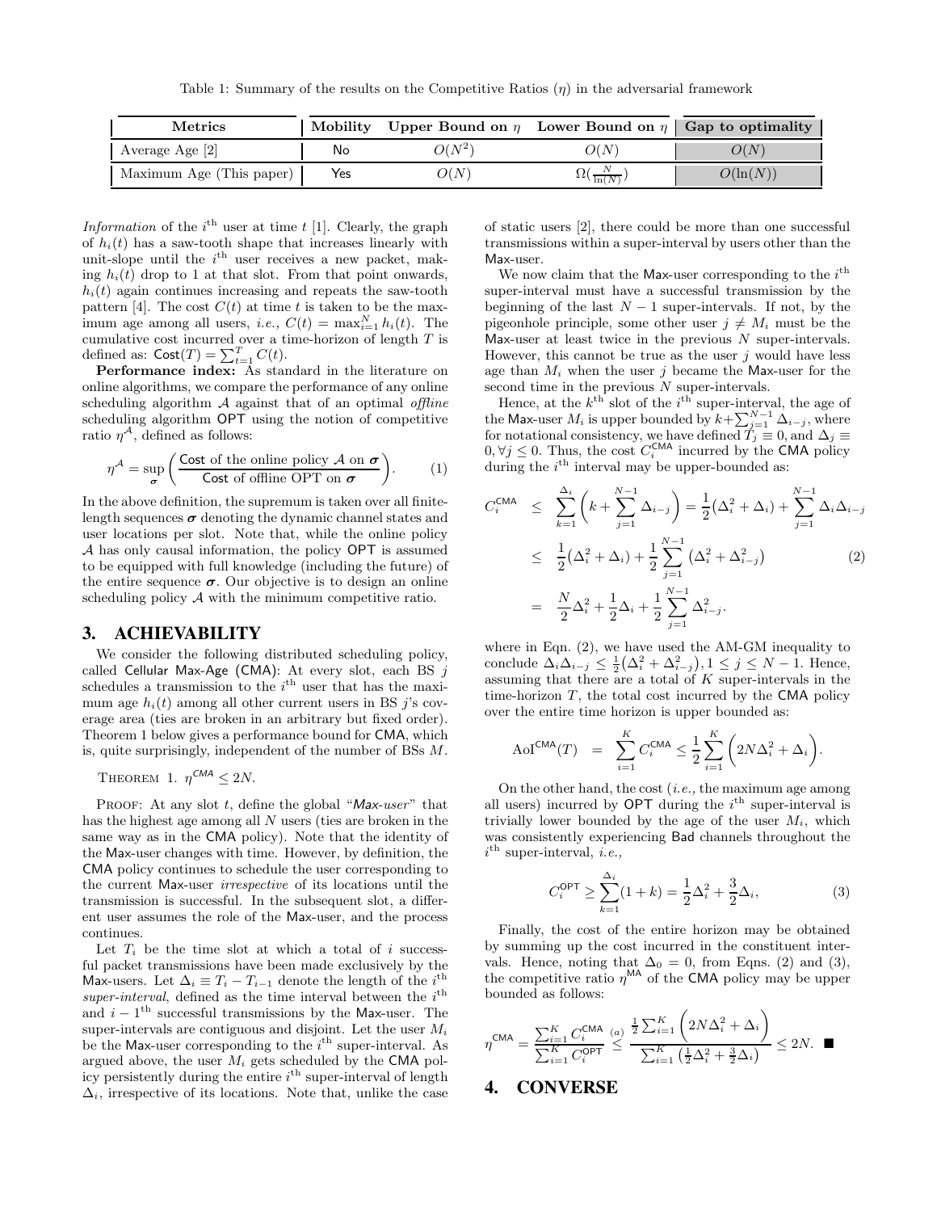Table 1: Summary of the results on the Competitive Ratios ($\eta$) in the adversarial framework

| Metrics | Mobility | Upper Bound on $\eta$ | Lower Bound on $\eta$ | Gap to optimality |
|---|---|---|---|---|
| Average Age [2] | No | $O(N^2)$ | $O(N)$ | $O(N)$ |
| Maximum Age (This paper) | Yes | $O(N)$ | $\Omega(\frac{N}{\ln(N)})$ | $O(\ln(N))$ |

*Information* of the $i^{\text{th}}$ user at time $t$ [1]. Clearly, the graph of $h_i(t)$ has a saw-tooth shape that increases linearly with unit-slope until the $i^{\text{th}}$ user receives a new packet, making $h_i(t)$ drop to 1 at that slot. From that point onwards, $h_i(t)$ again continues increasing and repeats the saw-tooth pattern [4]. The cost $C(t)$ at time $t$ is taken to be the maximum age among all users, *i.e.,* $C(t) = \max_{i=1}^N h_i(t)$. The cumulative cost incurred over a time-horizon of length $T$ is defined as: $\mathsf{Cost}(T) = \sum_{t=1}^T C(t)$.

**Performance index:** As standard in the literature on online algorithms, we compare the performance of any online scheduling algorithm $\mathcal{A}$ against that of an optimal *offline* scheduling algorithm $\mathsf{OPT}$ using the notion of competitive ratio $\eta^{\mathcal{A}}$, defined as follows:

$$\eta^{\mathcal{A}} = \sup_{\boldsymbol{\sigma}} \left( \frac{\mathsf{Cost} \text{ of the online policy } \mathcal{A} \text{ on } \boldsymbol{\sigma}}{\mathsf{Cost} \text{ of offline OPT on } \boldsymbol{\sigma}} \right). \tag{1}$$

In the above definition, the supremum is taken over all finite-length sequences $\boldsymbol{\sigma}$ denoting the dynamic channel states and user locations per slot. Note that, while the online policy $\mathcal{A}$ has only causal information, the policy $\mathsf{OPT}$ is assumed to be equipped with full knowledge (including the future) of the entire sequence $\boldsymbol{\sigma}$. Our objective is to design an online scheduling policy $\mathcal{A}$ with the minimum competitive ratio.

## 3. ACHIEVABILITY

We consider the following distributed scheduling policy, called Cellular Max-Age (CMA): At every slot, each BS $j$ schedules a transmission to the $i^{\text{th}}$ user that has the maximum age $h_i(t)$ among all other current users in BS $j$'s coverage area (ties are broken in an arbitrary but fixed order). Theorem 1 below gives a performance bound for CMA, which is, quite surprisingly, independent of the number of BSs $M$.

THEOREM 1. $\eta^{\mathsf{CMA}} \leq 2N$.

PROOF: At any slot $t$, define the global "*Max-user*" that has the highest age among all $N$ users (ties are broken in the same way as in the CMA policy). Note that the identity of the Max-user changes with time. However, by definition, the CMA policy continues to schedule the user corresponding to the current Max-user *irrespective* of its locations until the transmission is successful. In the subsequent slot, a different user assumes the role of the Max-user, and the process continues.

Let $T_i$ be the time slot at which a total of $i$ successful packet transmissions have been made exclusively by the Max-users. Let $\Delta_i \equiv T_i - T_{i-1}$ denote the length of the $i^{\text{th}}$ *super-interval*, defined as the time interval between the $i^{\text{th}}$ and $i-1^{\text{th}}$ successful transmissions by the Max-user. The super-intervals are contiguous and disjoint. Let the user $M_i$ be the Max-user corresponding to the $i^{\text{th}}$ super-interval. As argued above, the user $M_i$ gets scheduled by the CMA policy persistently during the entire $i^{\text{th}}$ super-interval of length $\Delta_i$, irrespective of its locations. Note that, unlike the case of static users [2], there could be more than one successful transmissions within a super-interval by users other than the Max-user.

We now claim that the Max-user corresponding to the $i^{\text{th}}$ super-interval must have a successful transmission by the beginning of the last $N-1$ super-intervals. If not, by the pigeonhole principle, some other user $j \neq M_i$ must be the Max-user at least twice in the previous $N$ super-intervals. However, this cannot be true as the user $j$ would have less age than $M_i$ when the user $j$ became the Max-user for the second time in the previous $N$ super-intervals.

Hence, at the $k^{\text{th}}$ slot of the $i^{\text{th}}$ super-interval, the age of the Max-user $M_i$ is upper bounded by $k + \sum_{j=1}^{N-1} \Delta_{i-j}$, where for notational consistency, we have defined $T_j \equiv 0$, and $\Delta_j \equiv 0, \forall j \leq 0$. Thus, the cost $C_i^{\mathsf{CMA}}$ incurred by the CMA policy during the $i^{\text{th}}$ interval may be upper-bounded as:

$$\begin{aligned}
C_i^{\mathsf{CMA}} &\leq \sum_{k=1}^{\Delta_i} \left( k + \sum_{j=1}^{N-1} \Delta_{i-j} \right) = \frac{1}{2}(\Delta_i^2 + \Delta_i) + \sum_{j=1}^{N-1} \Delta_i \Delta_{i-j} \\
&\leq \frac{1}{2}(\Delta_i^2 + \Delta_i) + \frac{1}{2} \sum_{j=1}^{N-1} \left( \Delta_i^2 + \Delta_{i-j}^2 \right) \qquad (2) \\
&= \frac{N}{2}\Delta_i^2 + \frac{1}{2}\Delta_i + \frac{1}{2} \sum_{j=1}^{N-1} \Delta_{i-j}^2.
\end{aligned}$$

where in Eqn. (2), we have used the AM-GM inequality to conclude $\Delta_i \Delta_{i-j} \leq \frac{1}{2}(\Delta_i^2 + \Delta_{i-j}^2), 1 \leq j \leq N-1$. Hence, assuming that there are a total of $K$ super-intervals in the time-horizon $T$, the total cost incurred by the CMA policy over the entire time horizon is upper bounded as:

$$\text{AoI}^{\mathsf{CMA}}(T) = \sum_{i=1}^K C_i^{\mathsf{CMA}} \leq \frac{1}{2} \sum_{i=1}^K \left( 2N\Delta_i^2 + \Delta_i \right).$$

On the other hand, the cost (*i.e.,* the maximum age among all users) incurred by $\mathsf{OPT}$ during the $i^{\text{th}}$ super-interval is trivially lower bounded by the age of the user $M_i$, which was consistently experiencing Bad channels throughout the $i^{\text{th}}$ super-interval, *i.e.,*

$$C_i^{\mathsf{OPT}} \geq \sum_{k=1}^{\Delta_i} (1+k) = \frac{1}{2}\Delta_i^2 + \frac{3}{2}\Delta_i, \tag{3}$$

Finally, the cost of the entire horizon may be obtained by summing up the cost incurred in the constituent intervals. Hence, noting that $\Delta_0 = 0$, from Eqns. (2) and (3), the competitive ratio $\eta^{\mathsf{MA}}$ of the CMA policy may be upper bounded as follows:

$$\eta^{\mathsf{CMA}} = \frac{\sum_{i=1}^K C_i^{\mathsf{CMA}}}{\sum_{i=1}^K C_i^{\mathsf{OPT}}} \overset{(a)}{\leq} \frac{\frac{1}{2}\sum_{i=1}^K \left( 2N\Delta_i^2 + \Delta_i \right)}{\sum_{i=1}^K \left( \frac{1}{2}\Delta_i^2 + \frac{3}{2}\Delta_i \right)} \leq 2N. \quad \blacksquare$$

## 4. CONVERSE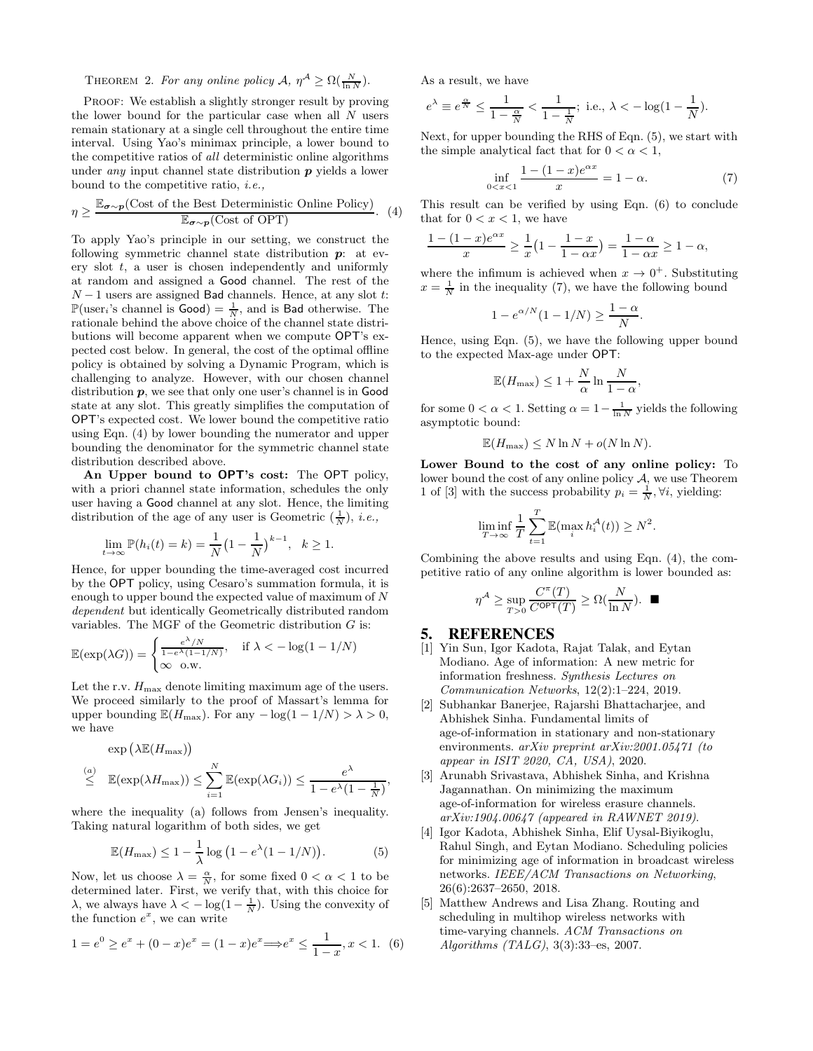THEOREM 2. *For any online policy $\mathcal{A}$, $\eta^{\mathcal{A}} \geq \Omega(\frac{N}{\ln N})$.*

PROOF: We establish a slightly stronger result by proving the lower bound for the particular case when all $N$ users remain stationary at a single cell throughout the entire time interval. Using Yao's minimax principle, a lower bound to the competitive ratios of *all* deterministic online algorithms under *any* input channel state distribution $\boldsymbol{p}$ yields a lower bound to the competitive ratio, *i.e.,*

$$\eta \geq \frac{\mathbb{E}_{\boldsymbol{\sigma}\sim\boldsymbol{p}}(\text{Cost of the Best Deterministic Online Policy})}{\mathbb{E}_{\boldsymbol{\sigma}\sim\boldsymbol{p}}(\text{Cost of OPT})}. \quad (4)$$

To apply Yao's principle in our setting, we construct the following symmetric channel state distribution $\boldsymbol{p}$: at every slot $t$, a user is chosen independently and uniformly at random and assigned a Good channel. The rest of the $N-1$ users are assigned Bad channels. Hence, at any slot $t$: $\mathbb{P}(\text{user}_i\text{'s channel is Good}) = \frac{1}{N}$, and is Bad otherwise. The rationale behind the above choice of the channel state distributions will become apparent when we compute OPT's expected cost below. In general, the cost of the optimal offline policy is obtained by solving a Dynamic Program, which is challenging to analyze. However, with our chosen channel distribution $\boldsymbol{p}$, we see that only one user's channel is in Good state at any slot. This greatly simplifies the computation of OPT's expected cost. We lower bound the competitive ratio using Eqn. (4) by lower bounding the numerator and upper bounding the denominator for the symmetric channel state distribution described above.

**An Upper bound to OPT's cost:** The OPT policy, with a priori channel state information, schedules the only user having a Good channel at any slot. Hence, the limiting distribution of the age of any user is Geometric $(\frac{1}{N})$, *i.e.,*

$$\lim_{t\to\infty} \mathbb{P}(h_i(t) = k) = \frac{1}{N}\big(1 - \frac{1}{N}\big)^{k-1}, \quad k \geq 1.$$

Hence, for upper bounding the time-averaged cost incurred by the OPT policy, using Cesaro's summation formula, it is enough to upper bound the expected value of maximum of $N$ *dependent* but identically Geometrically distributed random variables. The MGF of the Geometric distribution $G$ is:

$$\mathbb{E}(\exp(\lambda G)) = \begin{cases} \frac{e^{\lambda}/N}{1-e^{\lambda}(1-1/N)}, & \text{if } \lambda < -\log(1-1/N) \\ \infty & \text{o.w.} \end{cases}$$

Let the r.v. $H_{\max}$ denote limiting maximum age of the users. We proceed similarly to the proof of Massart's lemma for upper bounding $\mathbb{E}(H_{\max})$. For any $-\log(1-1/N) > \lambda > 0$, we have

$$\begin{aligned} &\exp\big(\lambda\mathbb{E}(H_{\max})\big) \\ \stackrel{(a)}{\leq} \quad &\mathbb{E}(\exp(\lambda H_{\max})) \leq \sum_{i=1}^{N}\mathbb{E}(\exp(\lambda G_i)) \leq \frac{e^{\lambda}}{1-e^{\lambda}(1-\frac{1}{N})}, \end{aligned}$$

where the inequality (a) follows from Jensen's inequality. Taking natural logarithm of both sides, we get

$$\mathbb{E}(H_{\max}) \leq 1 - \frac{1}{\lambda}\log\big(1 - e^{\lambda}(1-1/N)\big). \quad (5)$$

Now, let us choose $\lambda = \frac{\alpha}{N}$, for some fixed $0 < \alpha < 1$ to be determined later. First, we verify that, with this choice for $\lambda$, we always have $\lambda < -\log(1-\frac{1}{N})$. Using the convexity of the function $e^x$, we can write

$$1 = e^0 \geq e^x + (0-x)e^x = (1-x)e^x \Longrightarrow e^x \leq \frac{1}{1-x}, x < 1. \quad (6)$$

As a result, we have

$$e^{\lambda} \equiv e^{\frac{\alpha}{N}} \leq \frac{1}{1-\frac{\alpha}{N}} < \frac{1}{1-\frac{1}{N}}; \text{ i.e., } \lambda < -\log(1-\frac{1}{N}).$$

Next, for upper bounding the RHS of Eqn. (5), we start with the simple analytical fact that for $0 < \alpha < 1$,

$$\inf_{0<x<1} \frac{1-(1-x)e^{\alpha x}}{x} = 1 - \alpha. \quad (7)$$

This result can be verified by using Eqn. (6) to conclude that for $0 < x < 1$, we have

$$\frac{1-(1-x)e^{\alpha x}}{x} \geq \frac{1}{x}\big(1 - \frac{1-x}{1-\alpha x}\big) = \frac{1-\alpha}{1-\alpha x} \geq 1 - \alpha,$$

where the infimum is achieved when $x \to 0^+$. Substituting $x = \frac{1}{N}$ in the inequality (7), we have the following bound

$$1 - e^{\alpha/N}(1-1/N) \geq \frac{1-\alpha}{N}.$$

Hence, using Eqn. (5), we have the following upper bound to the expected Max-age under OPT:

$$\mathbb{E}(H_{\max}) \leq 1 + \frac{N}{\alpha}\ln\frac{N}{1-\alpha},$$

for some $0 < \alpha < 1$. Setting $\alpha = 1 - \frac{1}{\ln N}$ yields the following asymptotic bound:

$$\mathbb{E}(H_{\max}) \leq N\ln N + o(N\ln N).$$

**Lower Bound to the cost of any online policy:** To lower bound the cost of any online policy $\mathcal{A}$, we use Theorem 1 of [3] with the success probability $p_i = \frac{1}{N}, \forall i$, yielding:

$$\liminf_{T\to\infty} \frac{1}{T}\sum_{t=1}^{T}\mathbb{E}(\max_i h_i^{\mathcal{A}}(t)) \geq N^2.$$

Combining the above results and using Eqn. (4), the competitive ratio of any online algorithm is lower bounded as:

$$\eta^{\mathcal{A}} \geq \sup_{T>0}\frac{C^{\pi}(T)}{C^{\mathsf{OPT}}(T)} \geq \Omega(\frac{N}{\ln N}). \quad \blacksquare$$

# 5. REFERENCES

[1] Yin Sun, Igor Kadota, Rajat Talak, and Eytan Modiano. Age of information: A new metric for information freshness. *Synthesis Lectures on Communication Networks*, 12(2):1–224, 2019.

[2] Subhankar Banerjee, Rajarshi Bhattacharjee, and Abhishek Sinha. Fundamental limits of age-of-information in stationary and non-stationary environments. *arXiv preprint arXiv:2001.05471 (to appear in ISIT 2020, CA, USA)*, 2020.

[3] Arunabh Srivastava, Abhishek Sinha, and Krishna Jagannathan. On minimizing the maximum age-of-information for wireless erasure channels. *arXiv:1904.00647 (appeared in RAWNET 2019).*

[4] Igor Kadota, Abhishek Sinha, Elif Uysal-Biyikoglu, Rahul Singh, and Eytan Modiano. Scheduling policies for minimizing age of information in broadcast wireless networks. *IEEE/ACM Transactions on Networking*, 26(6):2637–2650, 2018.

[5] Matthew Andrews and Lisa Zhang. Routing and scheduling in multihop wireless networks with time-varying channels. *ACM Transactions on Algorithms (TALG)*, 3(3):33–es, 2007.